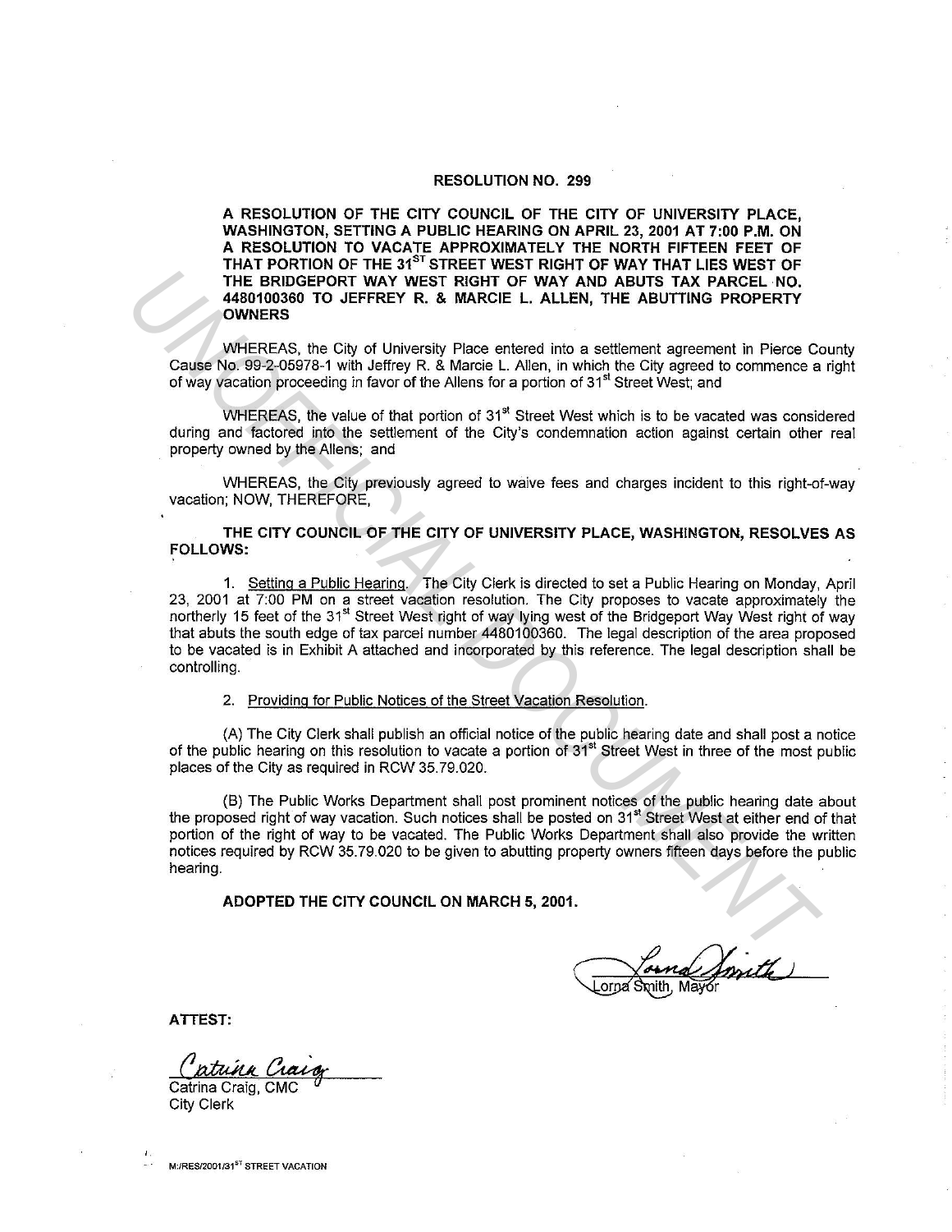# RESOLUTION NO. 299

**A RESOLUTION OF THE CITY COUNCIL OF THE CITY OF UNIVERSITY PLACE, WASHINGTON, SETTING A PUBLIC HEARING ON APRIL 23, 2001 AT 7:00 P.M. ON A RESOLUTION TO VACATE APPROXIMATELY THE NORTH FIFTEEN FEET OF THAT PORTION OF THE 31ST STREET WEST RIGHT OF WAY THAT LIES WEST OF THE BRIDGEPORT WAY WEST RIGHT OF WAY AND ABUTS TAX PARCEL NO. 4480100360 TO JEFFREY R. & MARCIE L. ALLEN, THE ABUTTING PROPERTY OWNERS**

WHEREAS, the City of University Place entered into a settlement agreement in Pierce County Cause No. 99-2-05978-1 with Jeffrey R. & Marcie L. Allen, in which the City agreed to commence a right of way vacation proceeding in favor of the Allens for a portion of 31st Street West; and

WHEREAS, the value of that portion of 31st Street West which is to be vacated was considered during and factored into the settlement of the City's condemnation action against certain other real property owned by the Allens; and

WHEREAS, the City previously agreed to waive fees and charges incident to this right-of-way vacation; NOW, THEREFORE,

**THE CITY COUNCIL OF THE CITY OF UNIVERSITY PLACE, WASHINGTON, RESOLVES AS FOLLOWS:**

1. Setting a Public Hearing. The City Clerk is directed to set a Public Hearing on Monday, April 23, 2001 at 7:00 PM on a street vacation resolution. The City proposes to vacate approximately the northerly 15 feet of the 31st Street West right of way lying west of the Bridgeport Way West right of way that abuts the south edge of tax parcel number 4480100360. The legal description of the area proposed to be vacated is in Exhibit A attached and incorporated by this reference. The legal description shall be controlling.

2. Providing for Public Notices of the Street Vacation Resolution.

(A) The City Clerk shall publish an official notice of the public hearing date and shall post a notice of the public hearing on this resolution to vacate a portion of 31st Street West in three of the most public places of the City as required in RCW 35.79.020.

(B) The Public Works Department shall post prominent notices of the public hearing date about the proposed right of way vacation. Such notices shall be posted on 31st Street West at either end of that portion of the right of way to be vacated. The Public Works Department shall also provide the written notices required by RCW 35.79.020 to be given to abutting property owners fifteen days before the public hearing.

**ADOPTED THE CITY COUNCIL ON MARCH 5, 2001.**

Lorna Smith, Mayor

**ATTEST:**

Catrina Craig, CMC
City Clerk

M:/RES/2001/31ST STREET VACATION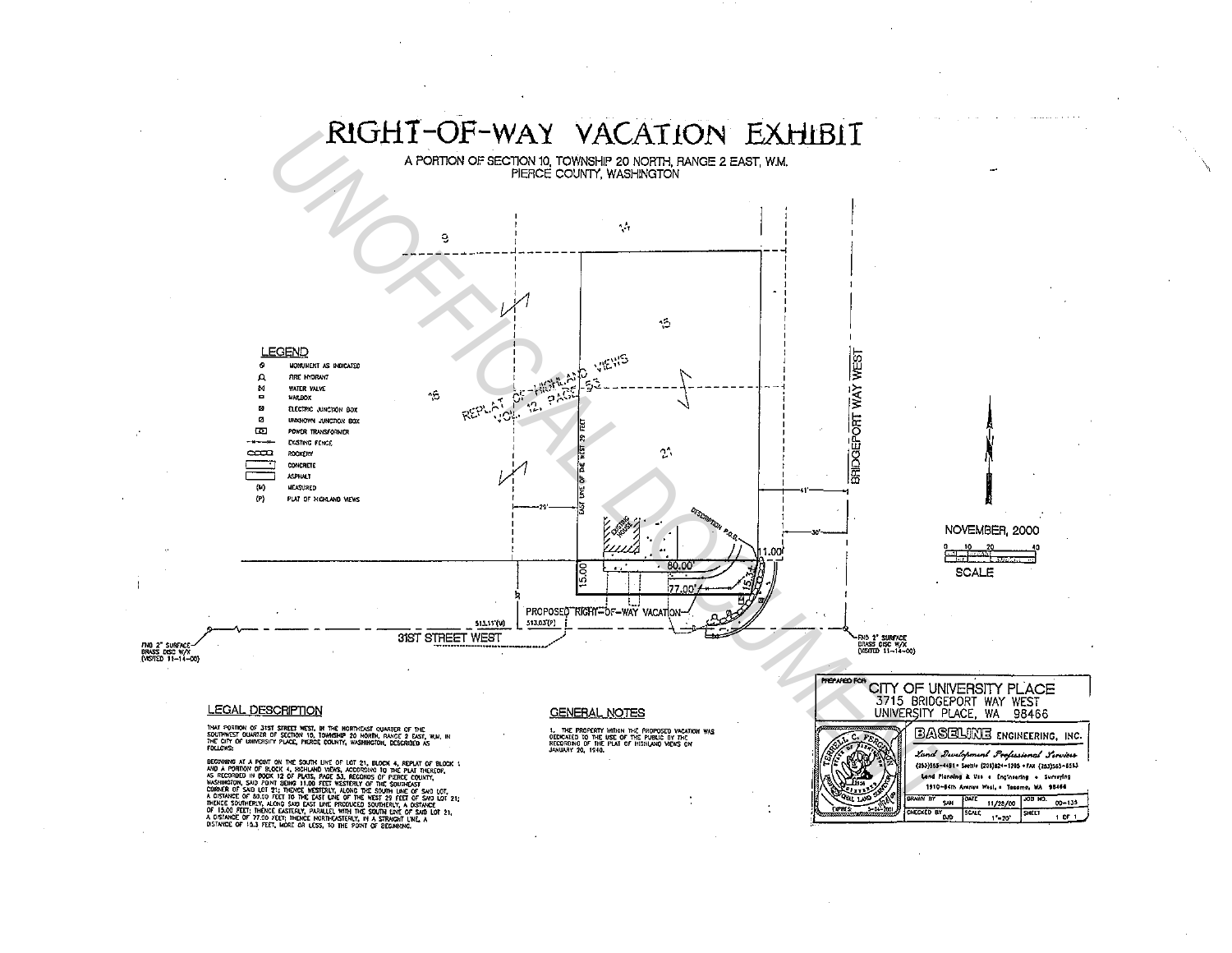# RIGHT-OF-WAY VACATION EXHIBIT

A PORTION OF SECTION 10, TOWNSHIP 20 NORTH, RANGE 2 EAST, W.M.
PIERCE COUNTY, WASHINGTON

UNOFFICIAL DOCUMENT

9

14

15

16

21

REPLAT OF HIGHLAND VIEWS
VOL. 12, PAGE 53

EAST LINE OF THE WEST 29 FEET

EXISTING HOUSE

29'

41'

30'

DESCRIPTION P.O.B.

11.00'

80.00'

77.00'

15.00

15.3±

30'

PROPOSED RIGHT-OF-WAY VACATION

513.11'(M)
513.03'(P)

31ST STREET WEST

BRIDGEPORT WAY WEST

FND 2" SURFACE BRASS DISC W/X (VISITED 11-14-00)

FND 2" SURFACE BRASS DISC W/X (VISITED 11-14-00)

N

NOVEMBER, 2000

0 10 20 40

SCALE

## LEGEND

- MONUMENT AS INDICATED
- FIRE HYDRANT
- WATER VALVE
- MAILBOX
- ELECTRIC JUNCTION BOX
- UNKNOWN JUNCTION BOX
- POWER TRANSFORMER
- EXISTING FENCE
- ROCKERY
- CONCRETE
- ASPHALT
- (M) MEASURED
- (P) PLAT OF HIGHLAND VIEWS

## LEGAL DESCRIPTION

THAT PORTION OF 31ST STREET WEST, IN THE NORTHEAST QUARTER OF THE SOUTHWEST QUARTER OF SECTION 10, TOWNSHIP 20 NORTH, RANGE 2 EAST, W.M., IN THE CITY OF UNIVERSITY PLACE, PIERCE COUNTY, WASHINGTON, DESCRIBED AS FOLLOWS:

BEGINNING AT A POINT ON THE SOUTH LINE OF LOT 21, BLOCK 4, REPLAT OF BLOCK 1 AND A PORTION OF BLOCK 4, HIGHLAND VIEWS, ACCORDING TO THE PLAT THEREOF, AS RECORDED IN BOOK 12 OF PLATS, PAGE 53, RECORDS OF PIERCE COUNTY, WASHINGTON, SAID POINT BEING 11.00 FEET WESTERLY OF THE SOUTHEAST CORNER OF SAID LOT 21; THENCE WESTERLY, ALONG THE SOUTH LINE OF SAID LOT, A DISTANCE OF 80.00 FEET TO THE EAST LINE OF THE WEST 29 FEET OF SAID LOT 21; THENCE SOUTHERLY, ALONG SAID EAST LINE PRODUCED SOUTHERLY, A DISTANCE OF 15.00 FEET; THENCE EASTERLY, PARALLEL WITH THE SOUTH LINE OF SAID LOT 21, A DISTANCE OF 77.00 FEET; THENCE NORTHEASTERLY, IN A STRAIGHT LINE, A DISTANCE OF 15.3 FEET, MORE OR LESS, TO THE POINT OF BEGINNING.

## GENERAL NOTES

1. THE PROPERTY WITHIN THE PROPOSED VACATION WAS DEDICATED TO THE USE OF THE PUBLIC BY THE RECORDING OF THE PLAT OF HIGHLAND VIEWS ON JANUARY 20, 1940.

PREPARED FOR
CITY OF UNIVERSITY PLACE
3715 BRIDGEPORT WAY WEST
UNIVERSITY PLACE, WA 98466

BASELINE ENGINEERING, INC.
*Land Development Professional Services*
(253)565-4491 • Seattle (206)824-1295 • FAX (253)565-8543
Land Planning & Use • Engineering • Surveying
1910-64th Avenue West, • Tacoma, WA 98466

TERRELL C. FERGUSON, PROFESSIONAL LAND SURVEYOR, STATE OF WASHINGTON
EXPIRES 3-24-2001

| | | | | | |
|---|---|---|---|---|---|
| DRAWN BY | SAH | DATE | 11/28/00 | JOB NO. | 00-135 |
| CHECKED BY | DJD | SCALE | 1"=20' | SHEET | 1 OF 1 |